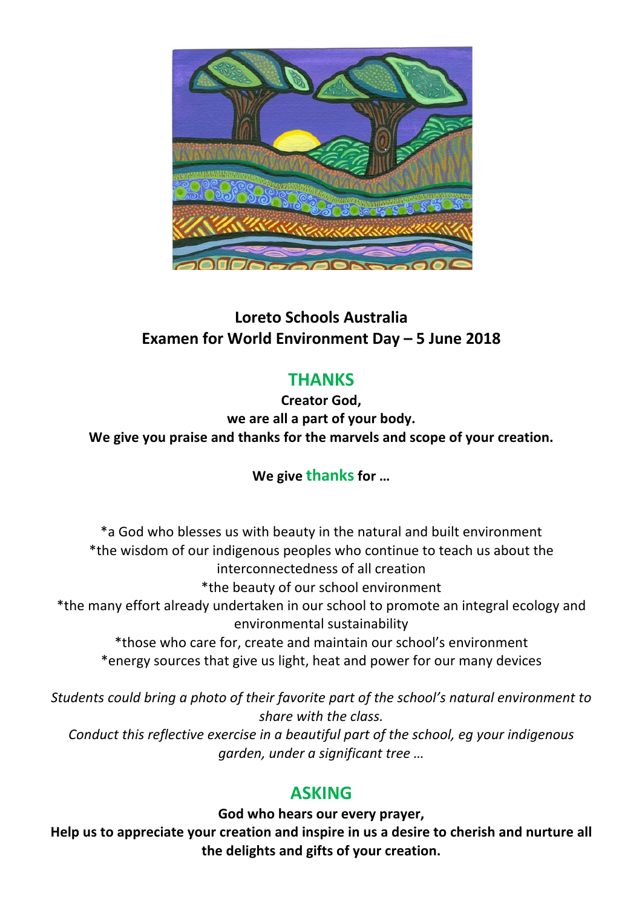# Loreto Schools Australia
# Examen for World Environment Day – 5 June 2018

## THANKS

**Creator God,**
**we are all a part of your body.**
**We give you praise and thanks for the marvels and scope of your creation.**

**We give thanks for …**

*a God who blesses us with beauty in the natural and built environment
*the wisdom of our indigenous peoples who continue to teach us about the interconnectedness of all creation
*the beauty of our school environment
*the many effort already undertaken in our school to promote an integral ecology and environmental sustainability
*those who care for, create and maintain our school's environment
*energy sources that give us light, heat and power for our many devices

*Students could bring a photo of their favorite part of the school's natural environment to share with the class.*
*Conduct this reflective exercise in a beautiful part of the school, eg your indigenous garden, under a significant tree …*

## ASKING

**God who hears our every prayer,**
**Help us to appreciate your creation and inspire in us a desire to cherish and nurture all the delights and gifts of your creation.**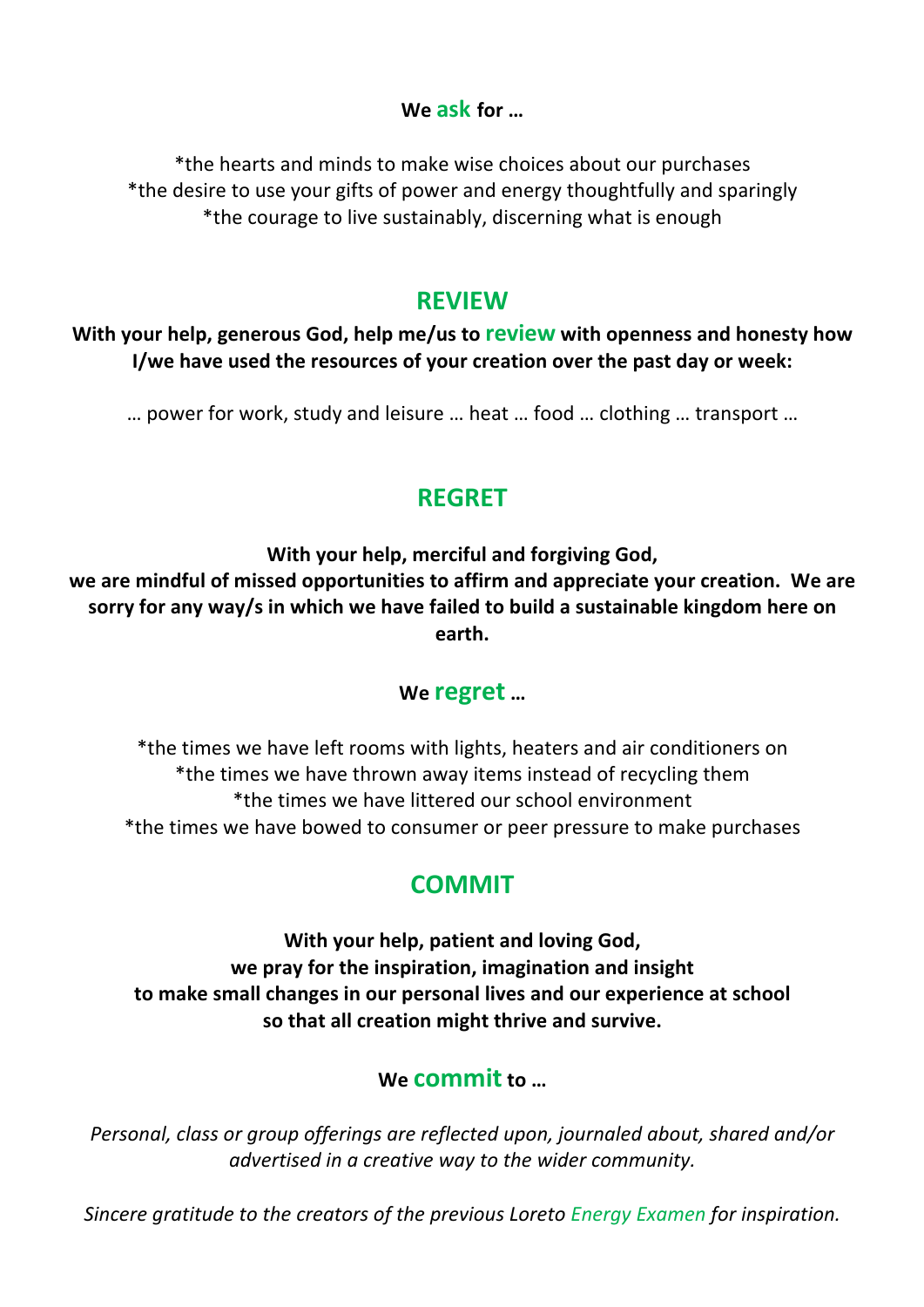**We ask for …**

*the hearts and minds to make wise choices about our purchases
*the desire to use your gifts of power and energy thoughtfully and sparingly
*the courage to live sustainably, discerning what is enough

## REVIEW

**With your help, generous God, help me/us to review with openness and honesty how I/we have used the resources of your creation over the past day or week:**

… power for work, study and leisure … heat … food … clothing … transport …

## REGRET

**With your help, merciful and forgiving God,
we are mindful of missed opportunities to affirm and appreciate your creation. We are sorry for any way/s in which we have failed to build a sustainable kingdom here on earth.**

**We regret …**

*the times we have left rooms with lights, heaters and air conditioners on
*the times we have thrown away items instead of recycling them
*the times we have littered our school environment
*the times we have bowed to consumer or peer pressure to make purchases

## COMMIT

**With your help, patient and loving God,
we pray for the inspiration, imagination and insight
to make small changes in our personal lives and our experience at school
so that all creation might thrive and survive.**

**We commit to …**

*Personal, class or group offerings are reflected upon, journaled about, shared and/or advertised in a creative way to the wider community.*

*Sincere gratitude to the creators of the previous Loreto Energy Examen for inspiration.*